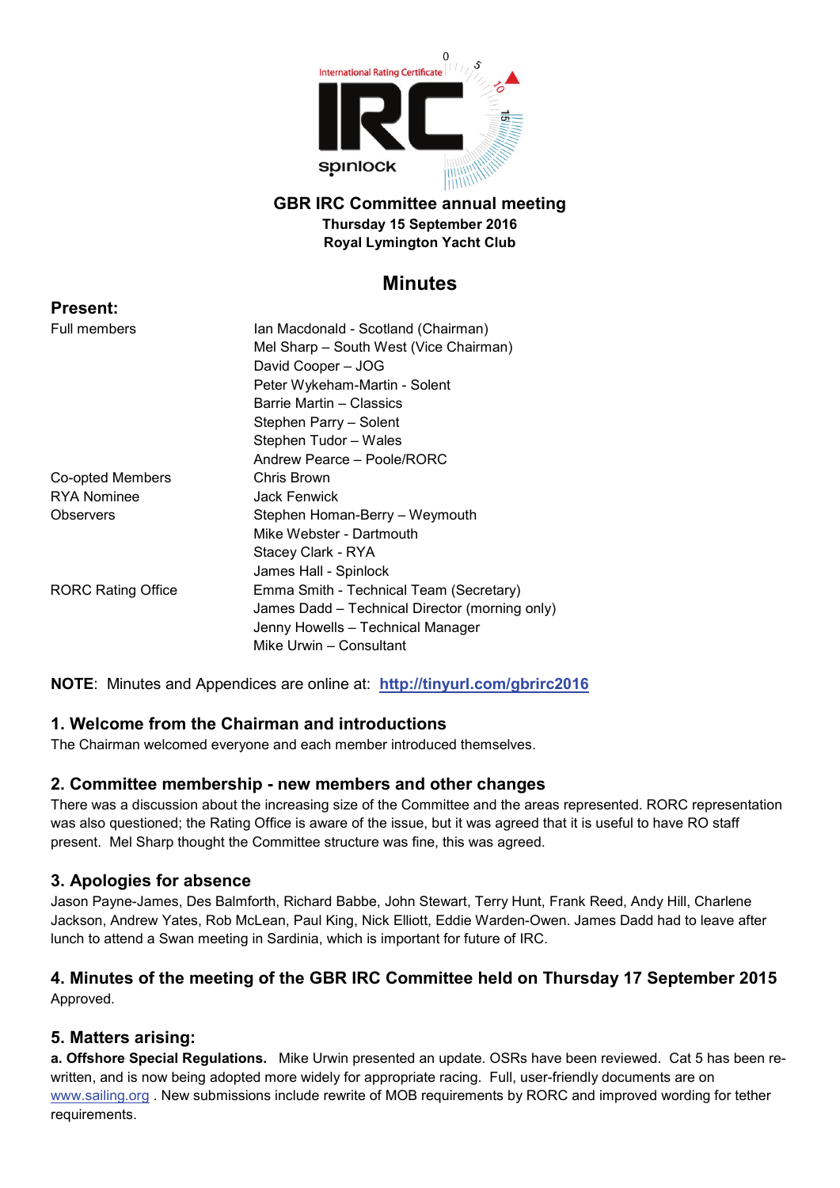International Rating Certificate IRC spinlock

# GBR IRC Committee annual meeting

**Thursday 15 September 2016**
**Royal Lymington Yacht Club**

## Minutes

**Present:**

| | |
|---|---|
| Full members | Ian Macdonald - Scotland (Chairman) |
| | Mel Sharp – South West (Vice Chairman) |
| | David Cooper – JOG |
| | Peter Wykeham-Martin - Solent |
| | Barrie Martin – Classics |
| | Stephen Parry – Solent |
| | Stephen Tudor – Wales |
| | Andrew Pearce – Poole/RORC |
| Co-opted Members | Chris Brown |
| RYA Nominee | Jack Fenwick |
| Observers | Stephen Homan-Berry – Weymouth |
| | Mike Webster - Dartmouth |
| | Stacey Clark - RYA |
| | James Hall - Spinlock |
| RORC Rating Office | Emma Smith - Technical Team (Secretary) |
| | James Dadd – Technical Director (morning only) |
| | Jenny Howells – Technical Manager |
| | Mike Urwin – Consultant |

**NOTE**: Minutes and Appendices are online at: **http://tinyurl.com/gbrirc2016**

### 1. Welcome from the Chairman and introductions

The Chairman welcomed everyone and each member introduced themselves.

### 2. Committee membership - new members and other changes

There was a discussion about the increasing size of the Committee and the areas represented. RORC representation was also questioned; the Rating Office is aware of the issue, but it was agreed that it is useful to have RO staff present. Mel Sharp thought the Committee structure was fine, this was agreed.

### 3. Apologies for absence

Jason Payne-James, Des Balmforth, Richard Babbe, John Stewart, Terry Hunt, Frank Reed, Andy Hill, Charlene Jackson, Andrew Yates, Rob McLean, Paul King, Nick Elliott, Eddie Warden-Owen. James Dadd had to leave after lunch to attend a Swan meeting in Sardinia, which is important for future of IRC.

### 4. Minutes of the meeting of the GBR IRC Committee held on Thursday 17 September 2015

Approved.

### 5. Matters arising:

**a. Offshore Special Regulations.** Mike Urwin presented an update. OSRs have been reviewed. Cat 5 has been re-written, and is now being adopted more widely for appropriate racing. Full, user-friendly documents are on www.sailing.org . New submissions include rewrite of MOB requirements by RORC and improved wording for tether requirements.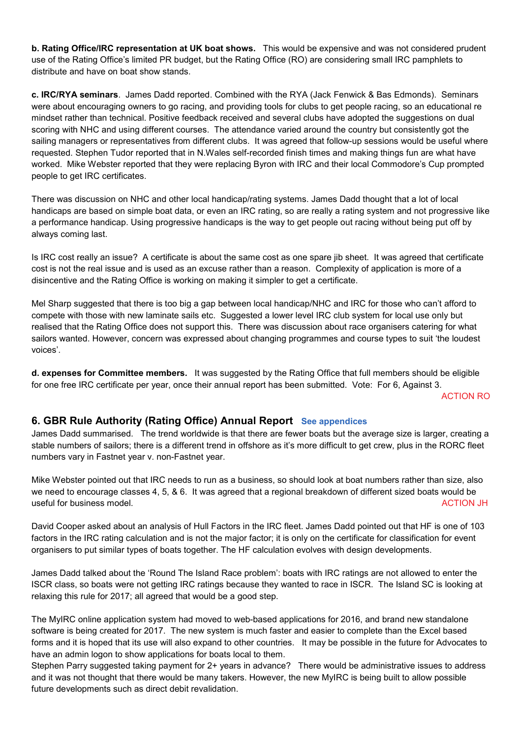**b. Rating Office/IRC representation at UK boat shows.** This would be expensive and was not considered prudent use of the Rating Office's limited PR budget, but the Rating Office (RO) are considering small IRC pamphlets to distribute and have on boat show stands.

**c. IRC/RYA seminars**. James Dadd reported. Combined with the RYA (Jack Fenwick & Bas Edmonds). Seminars were about encouraging owners to go racing, and providing tools for clubs to get people racing, so an educational re mindset rather than technical. Positive feedback received and several clubs have adopted the suggestions on dual scoring with NHC and using different courses. The attendance varied around the country but consistently got the sailing managers or representatives from different clubs. It was agreed that follow-up sessions would be useful where requested. Stephen Tudor reported that in N.Wales self-recorded finish times and making things fun are what have worked. Mike Webster reported that they were replacing Byron with IRC and their local Commodore's Cup prompted people to get IRC certificates.

There was discussion on NHC and other local handicap/rating systems. James Dadd thought that a lot of local handicaps are based on simple boat data, or even an IRC rating, so are really a rating system and not progressive like a performance handicap. Using progressive handicaps is the way to get people out racing without being put off by always coming last.

Is IRC cost really an issue? A certificate is about the same cost as one spare jib sheet. It was agreed that certificate cost is not the real issue and is used as an excuse rather than a reason. Complexity of application is more of a disincentive and the Rating Office is working on making it simpler to get a certificate.

Mel Sharp suggested that there is too big a gap between local handicap/NHC and IRC for those who can't afford to compete with those with new laminate sails etc. Suggested a lower level IRC club system for local use only but realised that the Rating Office does not support this. There was discussion about race organisers catering for what sailors wanted. However, concern was expressed about changing programmes and course types to suit 'the loudest voices'.

**d. expenses for Committee members.** It was suggested by the Rating Office that full members should be eligible for one free IRC certificate per year, once their annual report has been submitted. Vote: For 6, Against 3.

ACTION RO

## 6. GBR Rule Authority (Rating Office) Annual Report See appendices

James Dadd summarised. The trend worldwide is that there are fewer boats but the average size is larger, creating a stable numbers of sailors; there is a different trend in offshore as it's more difficult to get crew, plus in the RORC fleet numbers vary in Fastnet year v. non-Fastnet year.

Mike Webster pointed out that IRC needs to run as a business, so should look at boat numbers rather than size, also we need to encourage classes 4, 5, & 6. It was agreed that a regional breakdown of different sized boats would be useful for business model.

ACTION JH

David Cooper asked about an analysis of Hull Factors in the IRC fleet. James Dadd pointed out that HF is one of 103 factors in the IRC rating calculation and is not the major factor; it is only on the certificate for classification for event organisers to put similar types of boats together. The HF calculation evolves with design developments.

James Dadd talked about the 'Round The Island Race problem': boats with IRC ratings are not allowed to enter the ISCR class, so boats were not getting IRC ratings because they wanted to race in ISCR. The Island SC is looking at relaxing this rule for 2017; all agreed that would be a good step.

The MyIRC online application system had moved to web-based applications for 2016, and brand new standalone software is being created for 2017. The new system is much faster and easier to complete than the Excel based forms and it is hoped that its use will also expand to other countries. It may be possible in the future for Advocates to have an admin logon to show applications for boats local to them.
Stephen Parry suggested taking payment for 2+ years in advance? There would be administrative issues to address and it was not thought that there would be many takers. However, the new MyIRC is being built to allow possible future developments such as direct debit revalidation.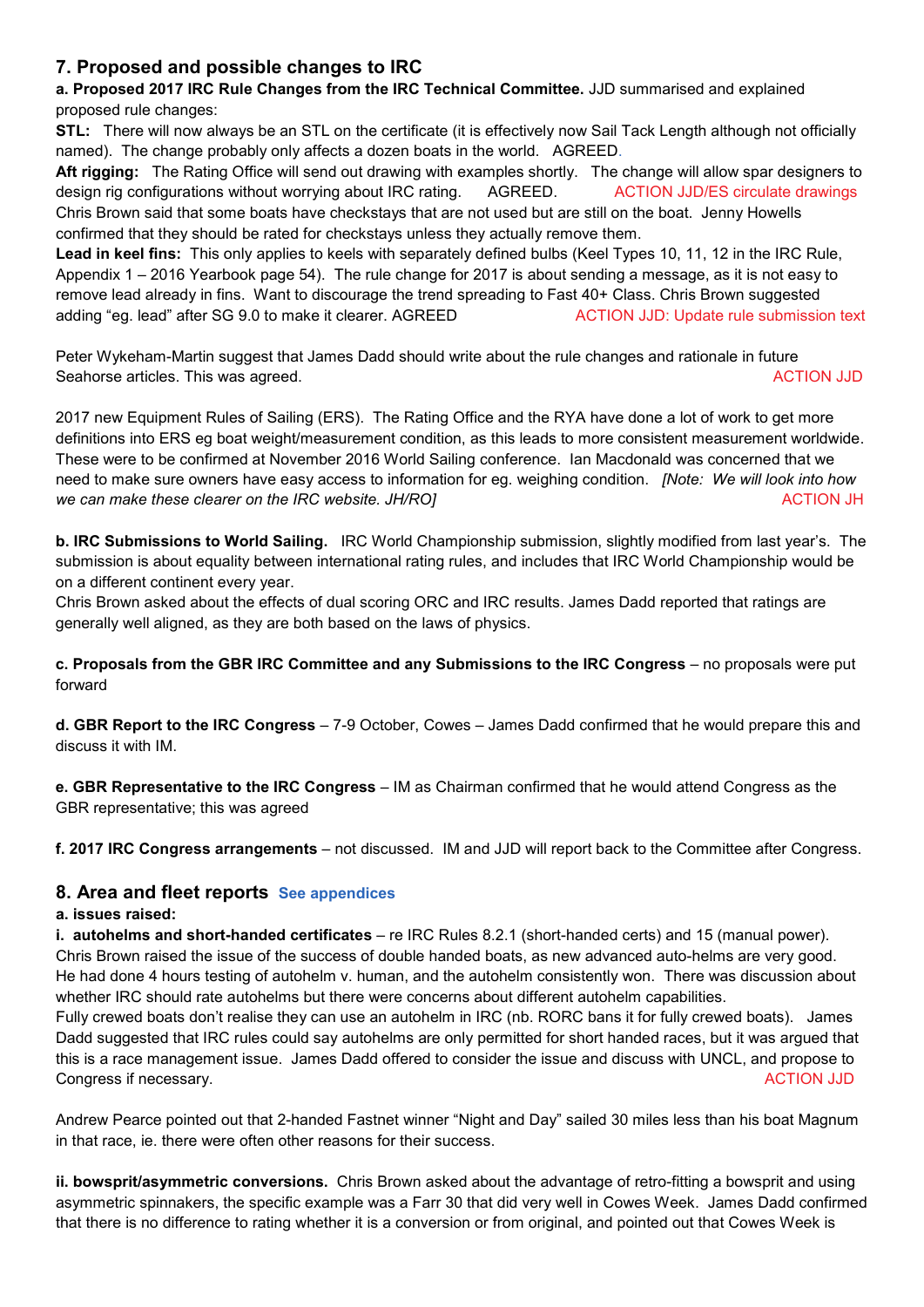## 7. Proposed and possible changes to IRC

**a. Proposed 2017 IRC Rule Changes from the IRC Technical Committee.** JJD summarised and explained proposed rule changes:

**STL:** There will now always be an STL on the certificate (it is effectively now Sail Tack Length although not officially named). The change probably only affects a dozen boats in the world. AGREED.

**Aft rigging:** The Rating Office will send out drawing with examples shortly. The change will allow spar designers to design rig configurations without worrying about IRC rating. AGREED. ACTION JJD/ES circulate drawings

Chris Brown said that some boats have checkstays that are not used but are still on the boat. Jenny Howells confirmed that they should be rated for checkstays unless they actually remove them.

**Lead in keel fins:** This only applies to keels with separately defined bulbs (Keel Types 10, 11, 12 in the IRC Rule, Appendix 1 – 2016 Yearbook page 54). The rule change for 2017 is about sending a message, as it is not easy to remove lead already in fins. Want to discourage the trend spreading to Fast 40+ Class. Chris Brown suggested adding "eg. lead" after SG 9.0 to make it clearer. AGREED ACTION JJD: Update rule submission text

Peter Wykeham-Martin suggest that James Dadd should write about the rule changes and rationale in future Seahorse articles. This was agreed. ACTION JJD

2017 new Equipment Rules of Sailing (ERS). The Rating Office and the RYA have done a lot of work to get more definitions into ERS eg boat weight/measurement condition, as this leads to more consistent measurement worldwide. These were to be confirmed at November 2016 World Sailing conference. Ian Macdonald was concerned that we need to make sure owners have easy access to information for eg. weighing condition. *[Note: We will look into how we can make these clearer on the IRC website. JH/RO]* ACTION JH

**b. IRC Submissions to World Sailing.** IRC World Championship submission, slightly modified from last year's. The submission is about equality between international rating rules, and includes that IRC World Championship would be on a different continent every year.

Chris Brown asked about the effects of dual scoring ORC and IRC results. James Dadd reported that ratings are generally well aligned, as they are both based on the laws of physics.

**c. Proposals from the GBR IRC Committee and any Submissions to the IRC Congress** – no proposals were put forward

**d. GBR Report to the IRC Congress** – 7-9 October, Cowes – James Dadd confirmed that he would prepare this and discuss it with IM.

**e. GBR Representative to the IRC Congress** – IM as Chairman confirmed that he would attend Congress as the GBR representative; this was agreed

**f. 2017 IRC Congress arrangements** – not discussed. IM and JJD will report back to the Committee after Congress.

## 8. Area and fleet reports See appendices

**a. issues raised:**

**i. autohelms and short-handed certificates** – re IRC Rules 8.2.1 (short-handed certs) and 15 (manual power). Chris Brown raised the issue of the success of double handed boats, as new advanced auto-helms are very good. He had done 4 hours testing of autohelm v. human, and the autohelm consistently won. There was discussion about whether IRC should rate autohelms but there were concerns about different autohelm capabilities.

Fully crewed boats don't realise they can use an autohelm in IRC (nb. RORC bans it for fully crewed boats). James Dadd suggested that IRC rules could say autohelms are only permitted for short handed races, but it was argued that this is a race management issue. James Dadd offered to consider the issue and discuss with UNCL, and propose to Congress if necessary. ACTION JJD

Andrew Pearce pointed out that 2-handed Fastnet winner "Night and Day" sailed 30 miles less than his boat Magnum in that race, ie. there were often other reasons for their success.

**ii. bowsprit/asymmetric conversions.** Chris Brown asked about the advantage of retro-fitting a bowsprit and using asymmetric spinnakers, the specific example was a Farr 30 that did very well in Cowes Week. James Dadd confirmed that there is no difference to rating whether it is a conversion or from original, and pointed out that Cowes Week is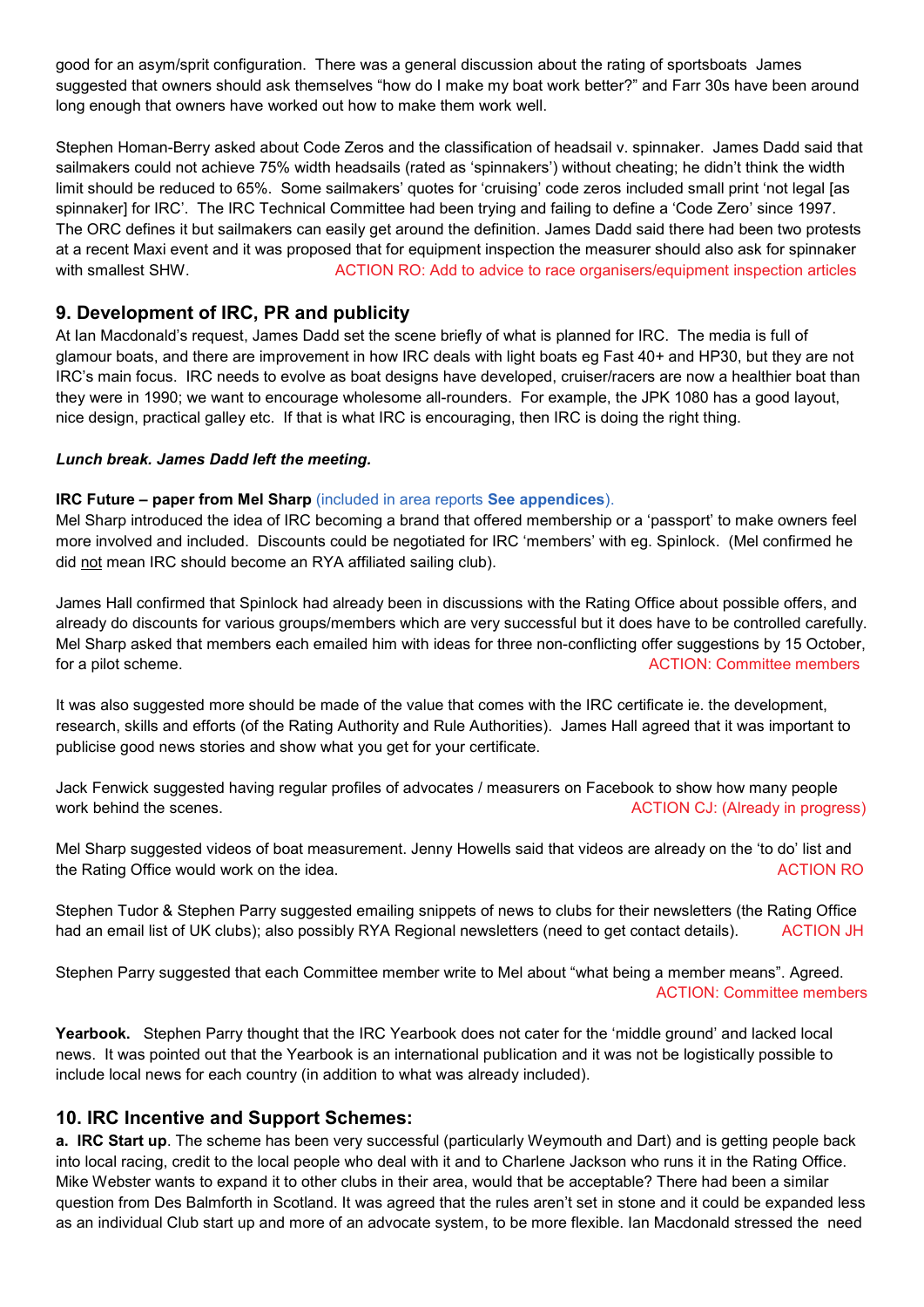good for an asym/sprit configuration. There was a general discussion about the rating of sportsboats James suggested that owners should ask themselves "how do I make my boat work better?" and Farr 30s have been around long enough that owners have worked out how to make them work well.

Stephen Homan-Berry asked about Code Zeros and the classification of headsail v. spinnaker. James Dadd said that sailmakers could not achieve 75% width headsails (rated as 'spinnakers') without cheating; he didn't think the width limit should be reduced to 65%. Some sailmakers' quotes for 'cruising' code zeros included small print 'not legal [as spinnaker] for IRC'. The IRC Technical Committee had been trying and failing to define a 'Code Zero' since 1997. The ORC defines it but sailmakers can easily get around the definition. James Dadd said there had been two protests at a recent Maxi event and it was proposed that for equipment inspection the measurer should also ask for spinnaker with smallest SHW. ACTION RO: Add to advice to race organisers/equipment inspection articles

## 9. Development of IRC, PR and publicity

At Ian Macdonald's request, James Dadd set the scene briefly of what is planned for IRC. The media is full of glamour boats, and there are improvement in how IRC deals with light boats eg Fast 40+ and HP30, but they are not IRC's main focus. IRC needs to evolve as boat designs have developed, cruiser/racers are now a healthier boat than they were in 1990; we want to encourage wholesome all-rounders. For example, the JPK 1080 has a good layout, nice design, practical galley etc. If that is what IRC is encouraging, then IRC is doing the right thing.

***Lunch break. James Dadd left the meeting.***

**IRC Future – paper from Mel Sharp** (included in area reports **See appendices**).

Mel Sharp introduced the idea of IRC becoming a brand that offered membership or a 'passport' to make owners feel more involved and included. Discounts could be negotiated for IRC 'members' with eg. Spinlock. (Mel confirmed he did not mean IRC should become an RYA affiliated sailing club).

James Hall confirmed that Spinlock had already been in discussions with the Rating Office about possible offers, and already do discounts for various groups/members which are very successful but it does have to be controlled carefully. Mel Sharp asked that members each emailed him with ideas for three non-conflicting offer suggestions by 15 October, for a pilot scheme. ACTION: Committee members

It was also suggested more should be made of the value that comes with the IRC certificate ie. the development, research, skills and efforts (of the Rating Authority and Rule Authorities). James Hall agreed that it was important to publicise good news stories and show what you get for your certificate.

Jack Fenwick suggested having regular profiles of advocates / measurers on Facebook to show how many people work behind the scenes. ACTION CJ: (Already in progress)

Mel Sharp suggested videos of boat measurement. Jenny Howells said that videos are already on the 'to do' list and the Rating Office would work on the idea. ACTION RO

Stephen Tudor & Stephen Parry suggested emailing snippets of news to clubs for their newsletters (the Rating Office had an email list of UK clubs); also possibly RYA Regional newsletters (need to get contact details). ACTION JH

Stephen Parry suggested that each Committee member write to Mel about "what being a member means". Agreed. ACTION: Committee members

**Yearbook.** Stephen Parry thought that the IRC Yearbook does not cater for the 'middle ground' and lacked local news. It was pointed out that the Yearbook is an international publication and it was not be logistically possible to include local news for each country (in addition to what was already included).

## 10. IRC Incentive and Support Schemes:

**a. IRC Start up**. The scheme has been very successful (particularly Weymouth and Dart) and is getting people back into local racing, credit to the local people who deal with it and to Charlene Jackson who runs it in the Rating Office. Mike Webster wants to expand it to other clubs in their area, would that be acceptable? There had been a similar question from Des Balmforth in Scotland. It was agreed that the rules aren't set in stone and it could be expanded less as an individual Club start up and more of an advocate system, to be more flexible. Ian Macdonald stressed the need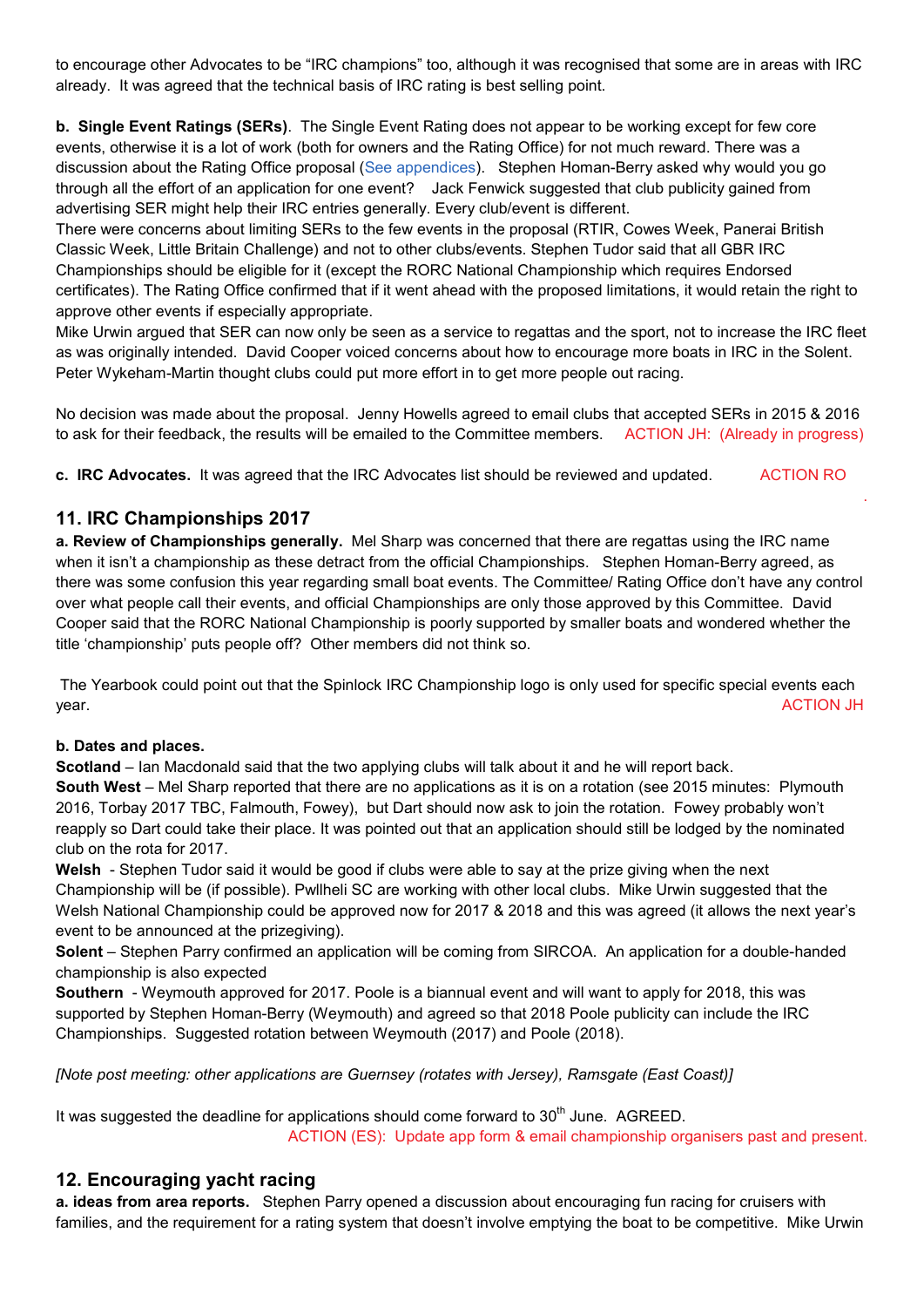to encourage other Advocates to be “IRC champions” too, although it was recognised that some are in areas with IRC already. It was agreed that the technical basis of IRC rating is best selling point.

**b. Single Event Ratings (SERs)**. The Single Event Rating does not appear to be working except for few core events, otherwise it is a lot of work (both for owners and the Rating Office) for not much reward. There was a discussion about the Rating Office proposal (See appendices). Stephen Homan-Berry asked why would you go through all the effort of an application for one event? Jack Fenwick suggested that club publicity gained from advertising SER might help their IRC entries generally. Every club/event is different.
There were concerns about limiting SERs to the few events in the proposal (RTIR, Cowes Week, Panerai British Classic Week, Little Britain Challenge) and not to other clubs/events. Stephen Tudor said that all GBR IRC Championships should be eligible for it (except the RORC National Championship which requires Endorsed certificates). The Rating Office confirmed that if it went ahead with the proposed limitations, it would retain the right to approve other events if especially appropriate.
Mike Urwin argued that SER can now only be seen as a service to regattas and the sport, not to increase the IRC fleet as was originally intended. David Cooper voiced concerns about how to encourage more boats in IRC in the Solent. Peter Wykeham-Martin thought clubs could put more effort in to get more people out racing.

No decision was made about the proposal. Jenny Howells agreed to email clubs that accepted SERs in 2015 & 2016 to ask for their feedback, the results will be emailed to the Committee members. ACTION JH: (Already in progress)

**c. IRC Advocates.** It was agreed that the IRC Advocates list should be reviewed and updated. ACTION RO

## 11. IRC Championships 2017

**a. Review of Championships generally.** Mel Sharp was concerned that there are regattas using the IRC name when it isn’t a championship as these detract from the official Championships. Stephen Homan-Berry agreed, as there was some confusion this year regarding small boat events. The Committee/ Rating Office don’t have any control over what people call their events, and official Championships are only those approved by this Committee. David Cooper said that the RORC National Championship is poorly supported by smaller boats and wondered whether the title ‘championship’ puts people off? Other members did not think so.

The Yearbook could point out that the Spinlock IRC Championship logo is only used for specific special events each year. ACTION JH

**b. Dates and places.**

**Scotland** – Ian Macdonald said that the two applying clubs will talk about it and he will report back.
**South West** – Mel Sharp reported that there are no applications as it is on a rotation (see 2015 minutes: Plymouth 2016, Torbay 2017 TBC, Falmouth, Fowey), but Dart should now ask to join the rotation. Fowey probably won’t reapply so Dart could take their place. It was pointed out that an application should still be lodged by the nominated club on the rota for 2017.
**Welsh** - Stephen Tudor said it would be good if clubs were able to say at the prize giving when the next Championship will be (if possible). Pwllheli SC are working with other local clubs. Mike Urwin suggested that the Welsh National Championship could be approved now for 2017 & 2018 and this was agreed (it allows the next year’s event to be announced at the prizegiving).
**Solent** – Stephen Parry confirmed an application will be coming from SIRCOA. An application for a double-handed championship is also expected
**Southern** - Weymouth approved for 2017. Poole is a biannual event and will want to apply for 2018, this was supported by Stephen Homan-Berry (Weymouth) and agreed so that 2018 Poole publicity can include the IRC Championships. Suggested rotation between Weymouth (2017) and Poole (2018).

*[Note post meeting: other applications are Guernsey (rotates with Jersey), Ramsgate (East Coast)]*

It was suggested the deadline for applications should come forward to 30th June. AGREED.
ACTION (ES): Update app form & email championship organisers past and present.

## 12. Encouraging yacht racing

**a. ideas from area reports.** Stephen Parry opened a discussion about encouraging fun racing for cruisers with families, and the requirement for a rating system that doesn’t involve emptying the boat to be competitive. Mike Urwin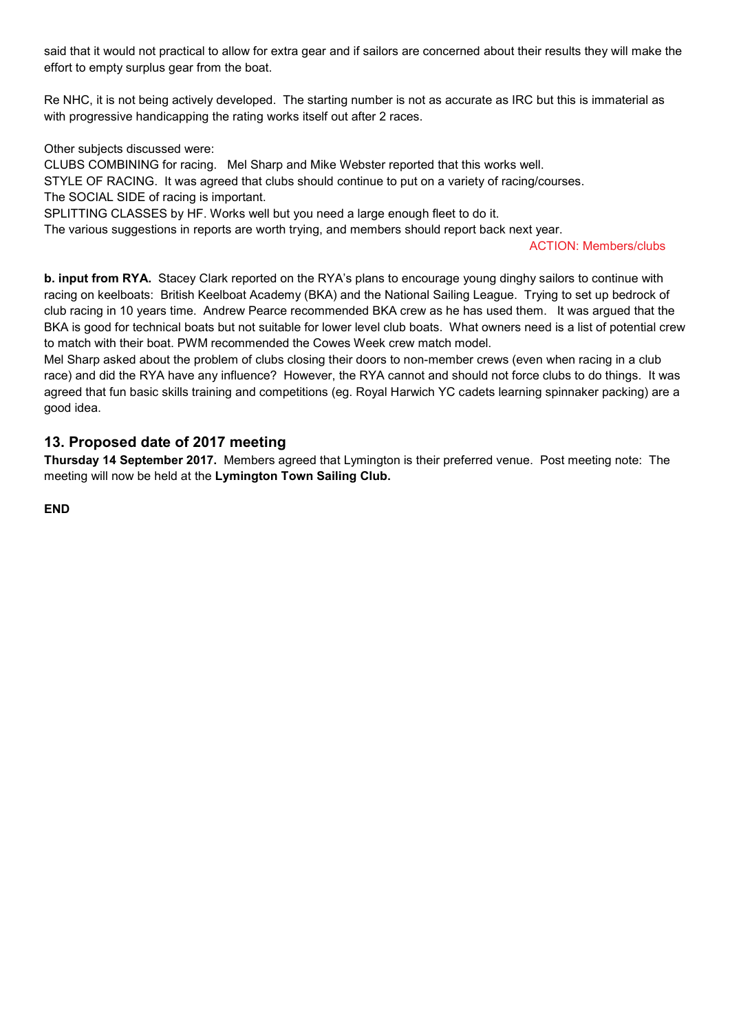said that it would not practical to allow for extra gear and if sailors are concerned about their results they will make the effort to empty surplus gear from the boat.

Re NHC, it is not being actively developed. The starting number is not as accurate as IRC but this is immaterial as with progressive handicapping the rating works itself out after 2 races.

Other subjects discussed were:
CLUBS COMBINING for racing. Mel Sharp and Mike Webster reported that this works well.
STYLE OF RACING. It was agreed that clubs should continue to put on a variety of racing/courses.
The SOCIAL SIDE of racing is important.
SPLITTING CLASSES by HF. Works well but you need a large enough fleet to do it.
The various suggestions in reports are worth trying, and members should report back next year.

ACTION: Members/clubs

**b. input from RYA.** Stacey Clark reported on the RYA's plans to encourage young dinghy sailors to continue with racing on keelboats: British Keelboat Academy (BKA) and the National Sailing League. Trying to set up bedrock of club racing in 10 years time. Andrew Pearce recommended BKA crew as he has used them. It was argued that the BKA is good for technical boats but not suitable for lower level club boats. What owners need is a list of potential crew to match with their boat. PWM recommended the Cowes Week crew match model.
Mel Sharp asked about the problem of clubs closing their doors to non-member crews (even when racing in a club race) and did the RYA have any influence? However, the RYA cannot and should not force clubs to do things. It was agreed that fun basic skills training and competitions (eg. Royal Harwich YC cadets learning spinnaker packing) are a good idea.

## 13. Proposed date of 2017 meeting

**Thursday 14 September 2017.** Members agreed that Lymington is their preferred venue. Post meeting note: The meeting will now be held at the **Lymington Town Sailing Club.**

**END**